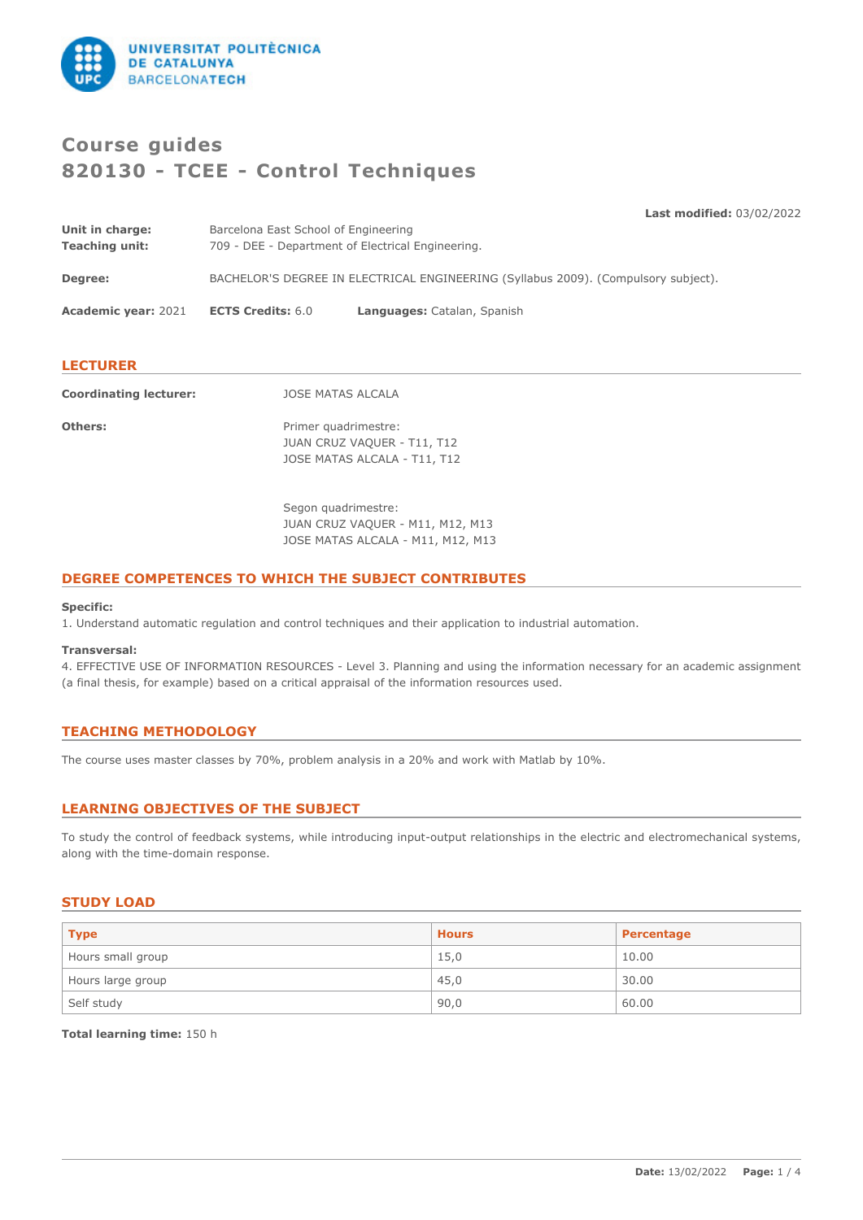# Course guides
# 820130 - TCEE - Control Techniques

**Last modified:** 03/02/2022

**Unit in charge:** Barcelona East School of Engineering
**Teaching unit:** 709 - DEE - Department of Electrical Engineering.

**Degree:** BACHELOR'S DEGREE IN ELECTRICAL ENGINEERING (Syllabus 2009). (Compulsory subject).

**Academic year:** 2021 **ECTS Credits:** 6.0 **Languages:** Catalan, Spanish

## LECTURER

**Coordinating lecturer:** JOSE MATAS ALCALA

**Others:**
Primer quadrimestre:
JUAN CRUZ VAQUER - T11, T12
JOSE MATAS ALCALA - T11, T12

Segon quadrimestre:
JUAN CRUZ VAQUER - M11, M12, M13
JOSE MATAS ALCALA - M11, M12, M13

## DEGREE COMPETENCES TO WHICH THE SUBJECT CONTRIBUTES

**Specific:**
1. Understand automatic regulation and control techniques and their application to industrial automation.

**Transversal:**
4. EFFECTIVE USE OF INFORMATI0N RESOURCES - Level 3. Planning and using the information necessary for an academic assignment (a final thesis, for example) based on a critical appraisal of the information resources used.

## TEACHING METHODOLOGY

The course uses master classes by 70%, problem analysis in a 20% and work with Matlab by 10%.

## LEARNING OBJECTIVES OF THE SUBJECT

To study the control of feedback systems, while introducing input-output relationships in the electric and electromechanical systems, along with the time-domain response.

## STUDY LOAD

| Type | Hours | Percentage |
| --- | --- | --- |
| Hours small group | 15,0 | 10.00 |
| Hours large group | 45,0 | 30.00 |
| Self study | 90,0 | 60.00 |

**Total learning time:** 150 h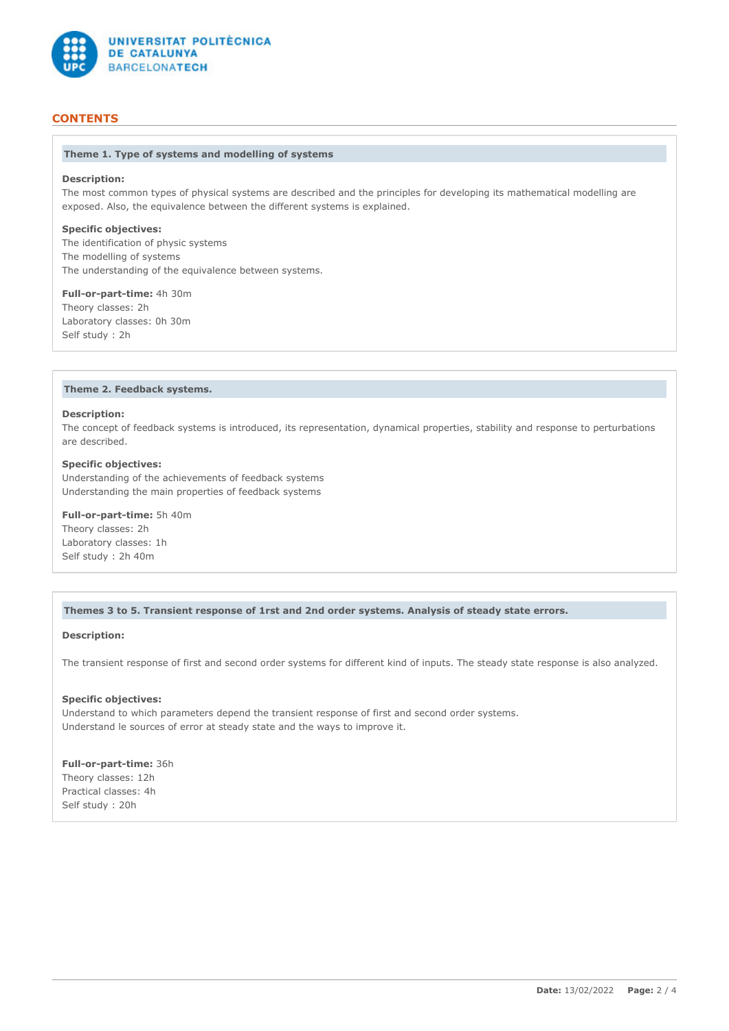## CONTENTS

### Theme 1. Type of systems and modelling of systems

**Description:**
The most common types of physical systems are described and the principles for developing its mathematical modelling are exposed. Also, the equivalence between the different systems is explained.

**Specific objectives:**
The identification of physic systems
The modelling of systems
The understanding of the equivalence between systems.

**Full-or-part-time:** 4h 30m
Theory classes: 2h
Laboratory classes: 0h 30m
Self study : 2h

### Theme 2. Feedback systems.

**Description:**
The concept of feedback systems is introduced, its representation, dynamical properties, stability and response to perturbations are described.

**Specific objectives:**
Understanding of the achievements of feedback systems
Understanding the main properties of feedback systems

**Full-or-part-time:** 5h 40m
Theory classes: 2h
Laboratory classes: 1h
Self study : 2h 40m

### Themes 3 to 5. Transient response of 1rst and 2nd order systems. Analysis of steady state errors.

**Description:**

The transient response of first and second order systems for different kind of inputs. The steady state response is also analyzed.

**Specific objectives:**
Understand to which parameters depend the transient response of first and second order systems.
Understand le sources of error at steady state and the ways to improve it.

**Full-or-part-time:** 36h
Theory classes: 12h
Practical classes: 4h
Self study : 20h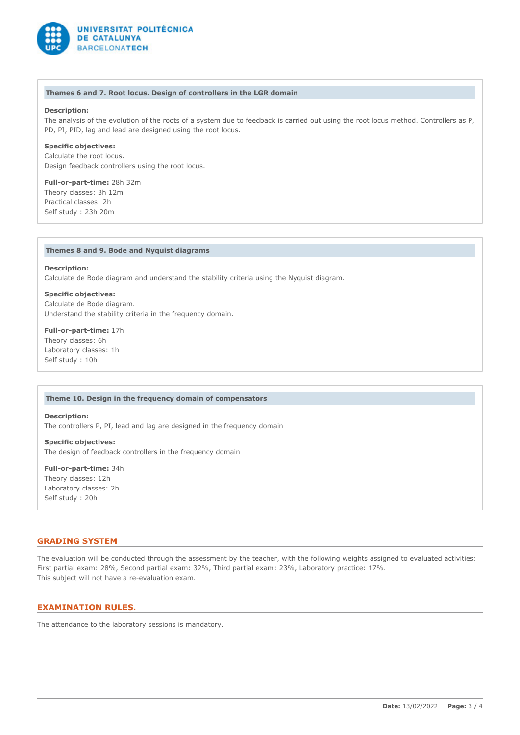### Themes 6 and 7. Root locus. Design of controllers in the LGR domain

**Description:**
The analysis of the evolution of the roots of a system due to feedback is carried out using the root locus method. Controllers as P, PD, PI, PID, lag and lead are designed using the root locus.

**Specific objectives:**
Calculate the root locus.
Design feedback controllers using the root locus.

**Full-or-part-time:** 28h 32m
Theory classes: 3h 12m
Practical classes: 2h
Self study : 23h 20m

### Themes 8 and 9. Bode and Nyquist diagrams

**Description:**
Calculate de Bode diagram and understand the stability criteria using the Nyquist diagram.

**Specific objectives:**
Calculate de Bode diagram.
Understand the stability criteria in the frequency domain.

**Full-or-part-time:** 17h
Theory classes: 6h
Laboratory classes: 1h
Self study : 10h

### Theme 10. Design in the frequency domain of compensators

**Description:**
The controllers P, PI, lead and lag are designed in the frequency domain

**Specific objectives:**
The design of feedback controllers in the frequency domain

**Full-or-part-time:** 34h
Theory classes: 12h
Laboratory classes: 2h
Self study : 20h

## GRADING SYSTEM

The evaluation will be conducted through the assessment by the teacher, with the following weights assigned to evaluated activities: First partial exam: 28%, Second partial exam: 32%, Third partial exam: 23%, Laboratory practice: 17%.
This subject will not have a re-evaluation exam.

## EXAMINATION RULES.

The attendance to the laboratory sessions is mandatory.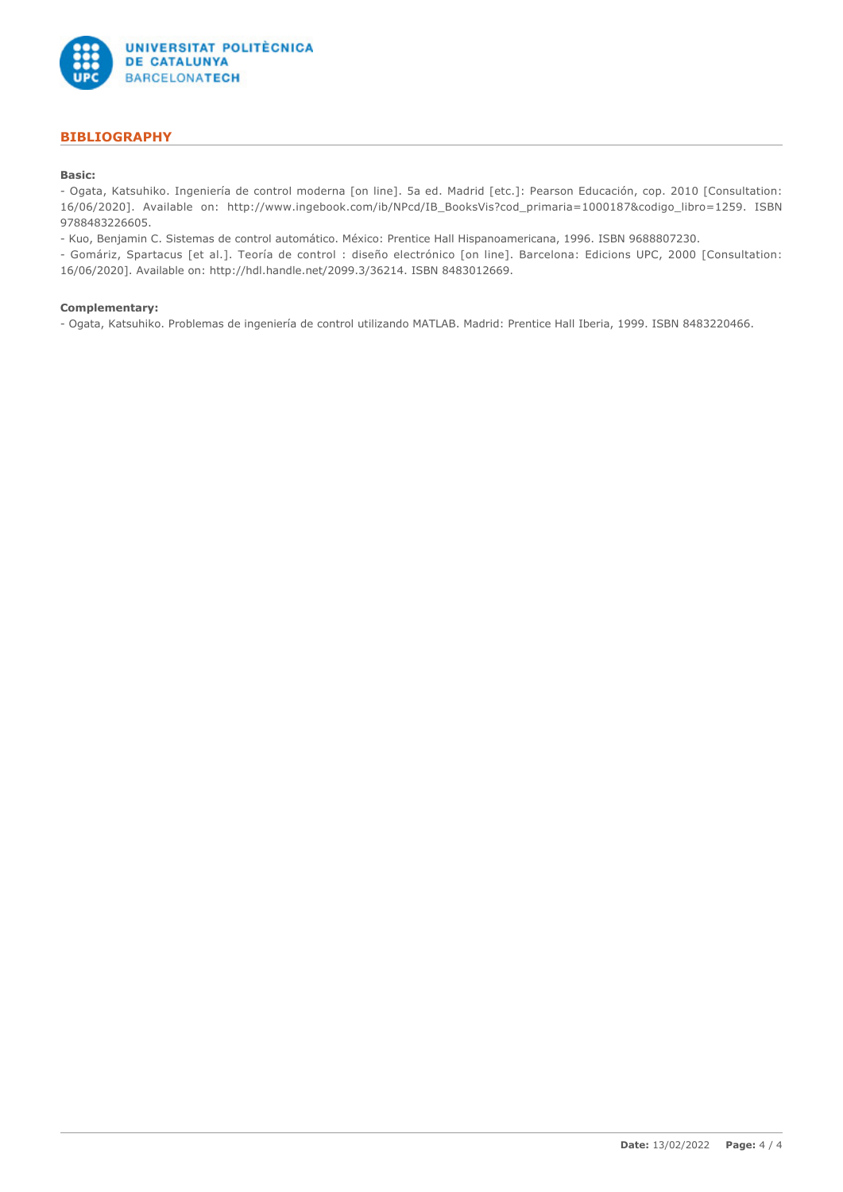## BIBLIOGRAPHY

**Basic:**

- Ogata, Katsuhiko. Ingeniería de control moderna [on line]. 5a ed. Madrid [etc.]: Pearson Educación, cop. 2010 [Consultation: 16/06/2020]. Available on: http://www.ingebook.com/ib/NPcd/IB_BooksVis?cod_primaria=1000187&codigo_libro=1259. ISBN 9788483226605.
- Kuo, Benjamin C. Sistemas de control automático. México: Prentice Hall Hispanoamericana, 1996. ISBN 9688807230.
- Gomáriz, Spartacus [et al.]. Teoría de control : diseño electrónico [on line]. Barcelona: Edicions UPC, 2000 [Consultation: 16/06/2020]. Available on: http://hdl.handle.net/2099.3/36214. ISBN 8483012669.

**Complementary:**

- Ogata, Katsuhiko. Problemas de ingeniería de control utilizando MATLAB. Madrid: Prentice Hall Iberia, 1999. ISBN 8483220466.